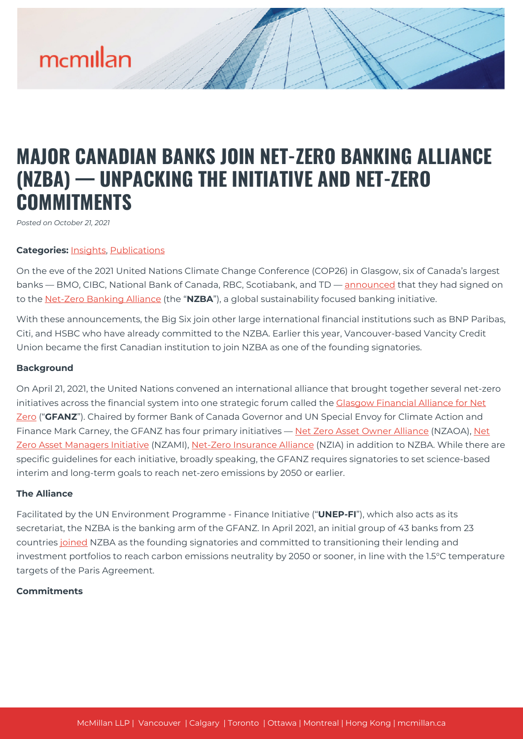# MAJOR CANADIAN BANKS JOIN NET-ZERO BANKING ALLIANCE (NZBA) — UNPACKING THE INITIATIVE AND NET-ZERO COMMITMENTS

*Posted on October 21, 2021*

**Categories:** Insights, Publications

On the eve of the 2021 United Nations Climate Change Conference (COP26) in Glasgow, six of Canada's largest banks — BMO, CIBC, National Bank of Canada, RBC, Scotiabank, and TD — announced that they had signed on to the Net-Zero Banking Alliance (the "**NZBA**"), a global sustainability focused banking initiative.

With these announcements, the Big Six join other large international financial institutions such as BNP Paribas, Citi, and HSBC who have already committed to the NZBA. Earlier this year, Vancouver-based Vancity Credit Union became the first Canadian institution to join NZBA as one of the founding signatories.

**Background**

On April 21, 2021, the United Nations convened an international alliance that brought together several net-zero initiatives across the financial system into one strategic forum called the Glasgow Financial Alliance for Net Zero ("**GFANZ**"). Chaired by former Bank of Canada Governor and UN Special Envoy for Climate Action and Finance Mark Carney, the GFANZ has four primary initiatives — Net Zero Asset Owner Alliance (NZAOA), Net Zero Asset Managers Initiative (NZAMI), Net-Zero Insurance Alliance (NZIA) in addition to NZBA. While there are specific guidelines for each initiative, broadly speaking, the GFANZ requires signatories to set science-based interim and long-term goals to reach net-zero emissions by 2050 or earlier.

**The Alliance**

Facilitated by the UN Environment Programme - Finance Initiative ("**UNEP-FI**"), which also acts as its secretariat, the NZBA is the banking arm of the GFANZ. In April 2021, an initial group of 43 banks from 23 countries joined NZBA as the founding signatories and committed to transitioning their lending and investment portfolios to reach carbon emissions neutrality by 2050 or sooner, in line with the 1.5°C temperature targets of the Paris Agreement.

**Commitments**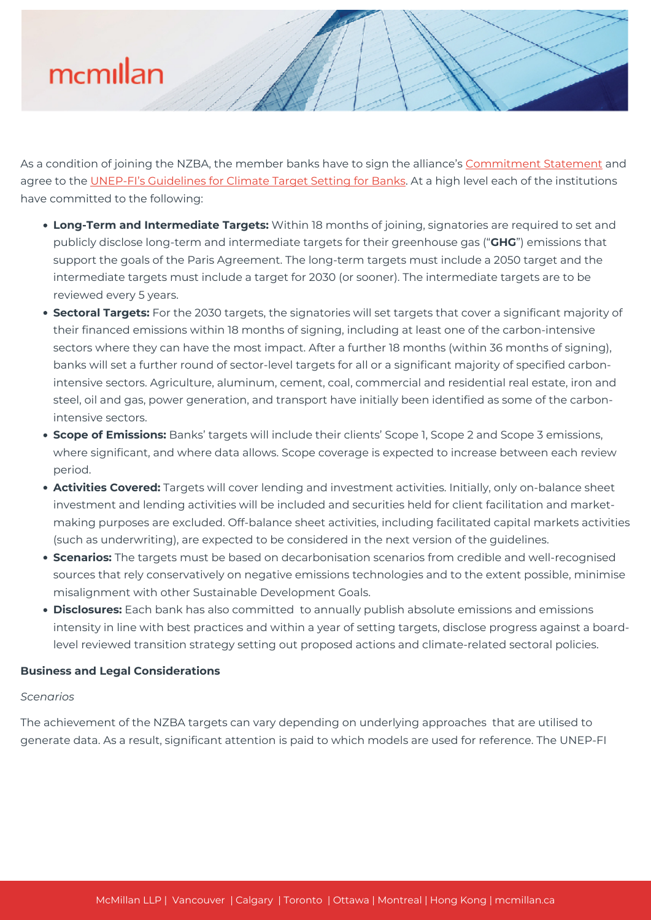As a condition of joining the NZBA, the member banks have to sign the alliance's Commitment Statement and agree to the UNEP-FI's Guidelines for Climate Target Setting for Banks. At a high level each of the institutions have committed to the following:

- **Long-Term and Intermediate Targets:** Within 18 months of joining, signatories are required to set and publicly disclose long-term and intermediate targets for their greenhouse gas ("**GHG**") emissions that support the goals of the Paris Agreement. The long-term targets must include a 2050 target and the intermediate targets must include a target for 2030 (or sooner). The intermediate targets are to be reviewed every 5 years.
- **Sectoral Targets:** For the 2030 targets, the signatories will set targets that cover a significant majority of their financed emissions within 18 months of signing, including at least one of the carbon-intensive sectors where they can have the most impact. After a further 18 months (within 36 months of signing), banks will set a further round of sector-level targets for all or a significant majority of specified carbon-intensive sectors. Agriculture, aluminum, cement, coal, commercial and residential real estate, iron and steel, oil and gas, power generation, and transport have initially been identified as some of the carbon-intensive sectors.
- **Scope of Emissions:** Banks' targets will include their clients' Scope 1, Scope 2 and Scope 3 emissions, where significant, and where data allows. Scope coverage is expected to increase between each review period.
- **Activities Covered:** Targets will cover lending and investment activities. Initially, only on-balance sheet investment and lending activities will be included and securities held for client facilitation and market-making purposes are excluded. Off-balance sheet activities, including facilitated capital markets activities (such as underwriting), are expected to be considered in the next version of the guidelines.
- **Scenarios:** The targets must be based on decarbonisation scenarios from credible and well-recognised sources that rely conservatively on negative emissions technologies and to the extent possible, minimise misalignment with other Sustainable Development Goals.
- **Disclosures:** Each bank has also committed to annually publish absolute emissions and emissions intensity in line with best practices and within a year of setting targets, disclose progress against a board-level reviewed transition strategy setting out proposed actions and climate-related sectoral policies.

**Business and Legal Considerations**

*Scenarios*

The achievement of the NZBA targets can vary depending on underlying approaches that are utilised to generate data. As a result, significant attention is paid to which models are used for reference. The UNEP-FI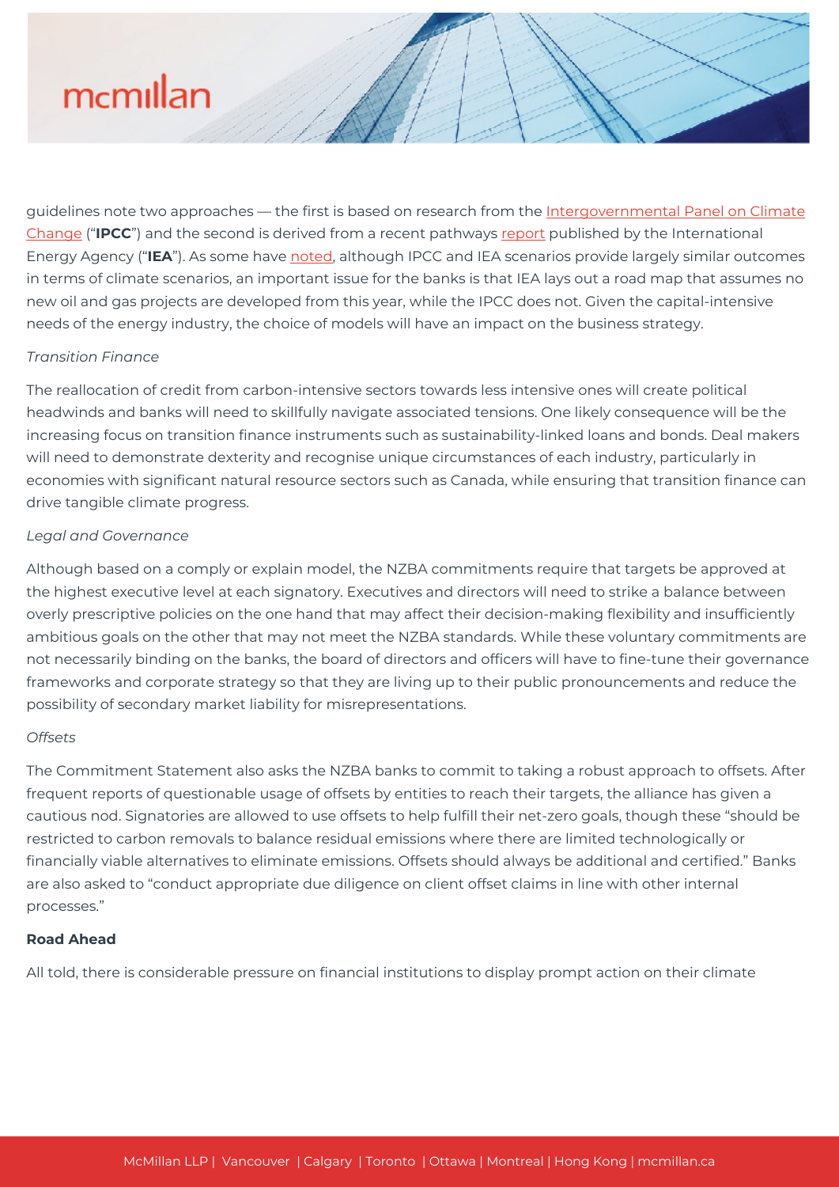guidelines note two approaches — the first is based on research from the Intergovernmental Panel on Climate Change ("**IPCC**") and the second is derived from a recent pathways report published by the International Energy Agency ("**IEA**"). As some have noted, although IPCC and IEA scenarios provide largely similar outcomes in terms of climate scenarios, an important issue for the banks is that IEA lays out a road map that assumes no new oil and gas projects are developed from this year, while the IPCC does not. Given the capital-intensive needs of the energy industry, the choice of models will have an impact on the business strategy.

*Transition Finance*

The reallocation of credit from carbon-intensive sectors towards less intensive ones will create political headwinds and banks will need to skillfully navigate associated tensions. One likely consequence will be the increasing focus on transition finance instruments such as sustainability-linked loans and bonds. Deal makers will need to demonstrate dexterity and recognise unique circumstances of each industry, particularly in economies with significant natural resource sectors such as Canada, while ensuring that transition finance can drive tangible climate progress.

*Legal and Governance*

Although based on a comply or explain model, the NZBA commitments require that targets be approved at the highest executive level at each signatory. Executives and directors will need to strike a balance between overly prescriptive policies on the one hand that may affect their decision-making flexibility and insufficiently ambitious goals on the other that may not meet the NZBA standards. While these voluntary commitments are not necessarily binding on the banks, the board of directors and officers will have to fine-tune their governance frameworks and corporate strategy so that they are living up to their public pronouncements and reduce the possibility of secondary market liability for misrepresentations.

*Offsets*

The Commitment Statement also asks the NZBA banks to commit to taking a robust approach to offsets. After frequent reports of questionable usage of offsets by entities to reach their targets, the alliance has given a cautious nod. Signatories are allowed to use offsets to help fulfill their net-zero goals, though these "should be restricted to carbon removals to balance residual emissions where there are limited technologically or financially viable alternatives to eliminate emissions. Offsets should always be additional and certified." Banks are also asked to "conduct appropriate due diligence on client offset claims in line with other internal processes."

**Road Ahead**

All told, there is considerable pressure on financial institutions to display prompt action on their climate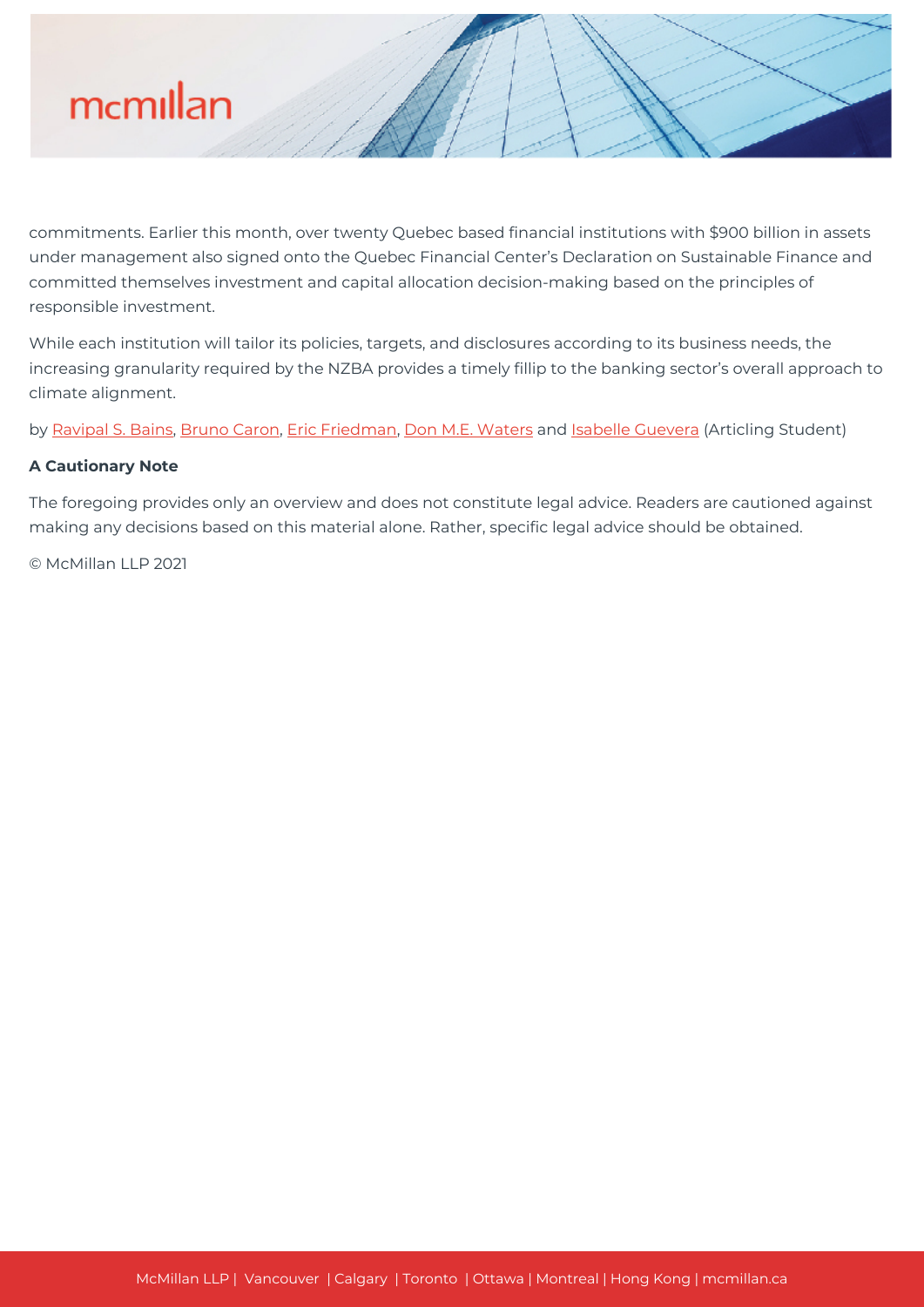commitments. Earlier this month, over twenty Quebec based financial institutions with $900 billion in assets under management also signed onto the Quebec Financial Center's Declaration on Sustainable Finance and committed themselves investment and capital allocation decision-making based on the principles of responsible investment.

While each institution will tailor its policies, targets, and disclosures according to its business needs, the increasing granularity required by the NZBA provides a timely fillip to the banking sector's overall approach to climate alignment.

by Ravipal S. Bains, Bruno Caron, Eric Friedman, Don M.E. Waters and Isabelle Guevera (Articling Student)

**A Cautionary Note**

The foregoing provides only an overview and does not constitute legal advice. Readers are cautioned against making any decisions based on this material alone. Rather, specific legal advice should be obtained.

© McMillan LLP 2021